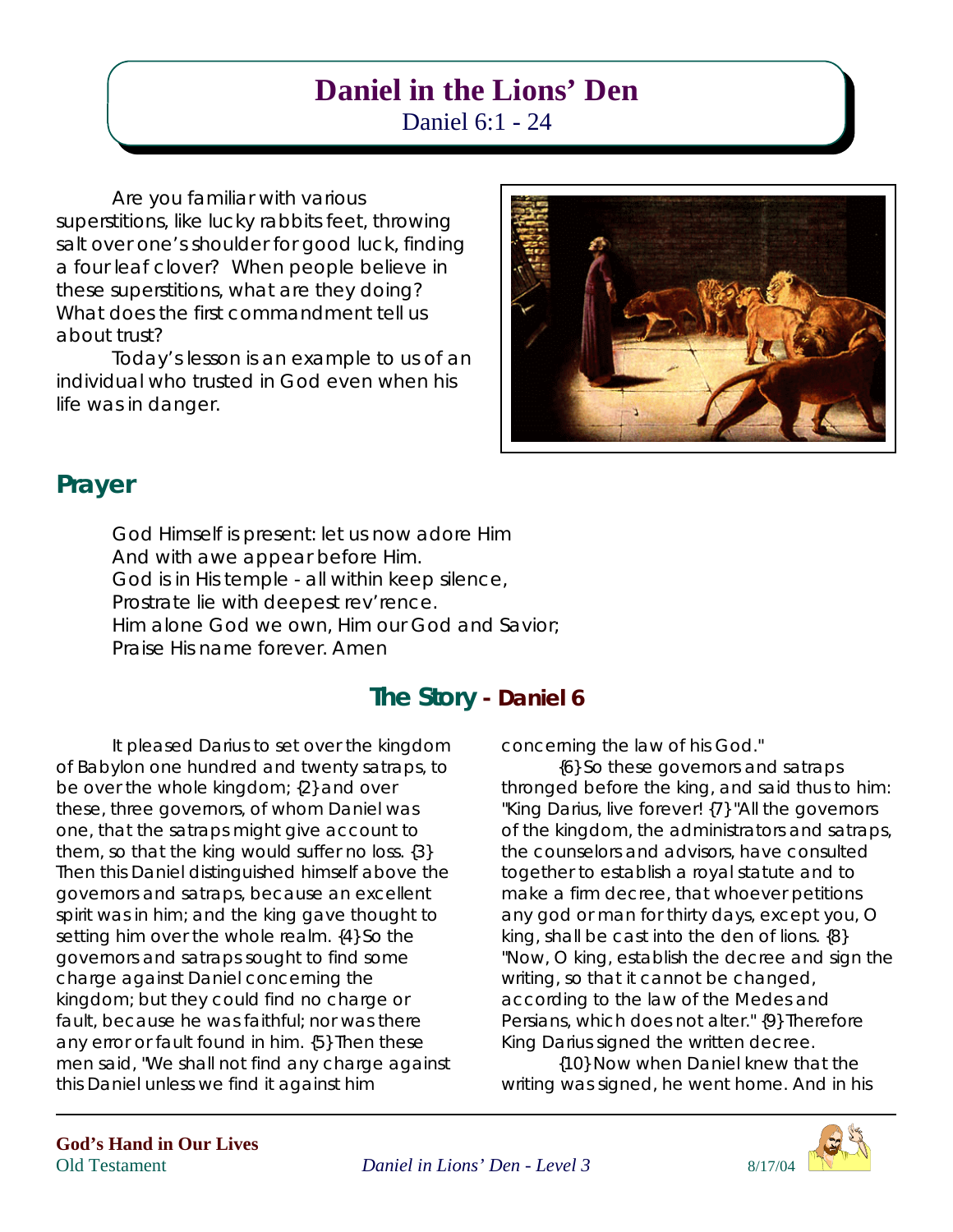# Daniel in the Lions' Den

Daniel 6:1 - 24

Are you familiar with various superstitions, like lucky rabbits feet, throwing salt over one's shoulder for good luck, finding a four leaf clover? When people believe in these superstitions, what are they doing? What does the first commandment tell us about trust?

Today's lesson is an example to us of an individual who trusted in God even when his life was in danger.

## Prayer

God Himself is present: let us now adore Him
And with awe appear before Him.
God is in His temple - all within keep silence,
Prostrate lie with deepest rev'rence.
Him alone God we own, Him our God and Savior;
Praise His name forever. Amen

## The Story - Daniel 6

It pleased Darius to set over the kingdom of Babylon one hundred and twenty satraps, to be over the whole kingdom; {2} and over these, three governors, of whom Daniel was one, that the satraps might give account to them, so that the king would suffer no loss. {3} Then this Daniel distinguished himself above the governors and satraps, because an excellent spirit was in him; and the king gave thought to setting him over the whole realm. {4} So the governors and satraps sought to find some charge against Daniel concerning the kingdom; but they could find no charge or fault, because he was faithful; nor was there any error or fault found in him. {5} Then these men said, "We shall not find any charge against this Daniel unless we find it against him concerning the law of his God."

{6} So these governors and satraps thronged before the king, and said thus to him: "King Darius, live forever! {7} "All the governors of the kingdom, the administrators and satraps, the counselors and advisors, have consulted together to establish a royal statute and to make a firm decree, that whoever petitions any god or man for thirty days, except you, O king, shall be cast into the den of lions. {8} "Now, O king, establish the decree and sign the writing, so that it cannot be changed, according to the law of the Medes and Persians, which does not alter." {9} Therefore King Darius signed the written decree.

{10} Now when Daniel knew that the writing was signed, he went home. And in his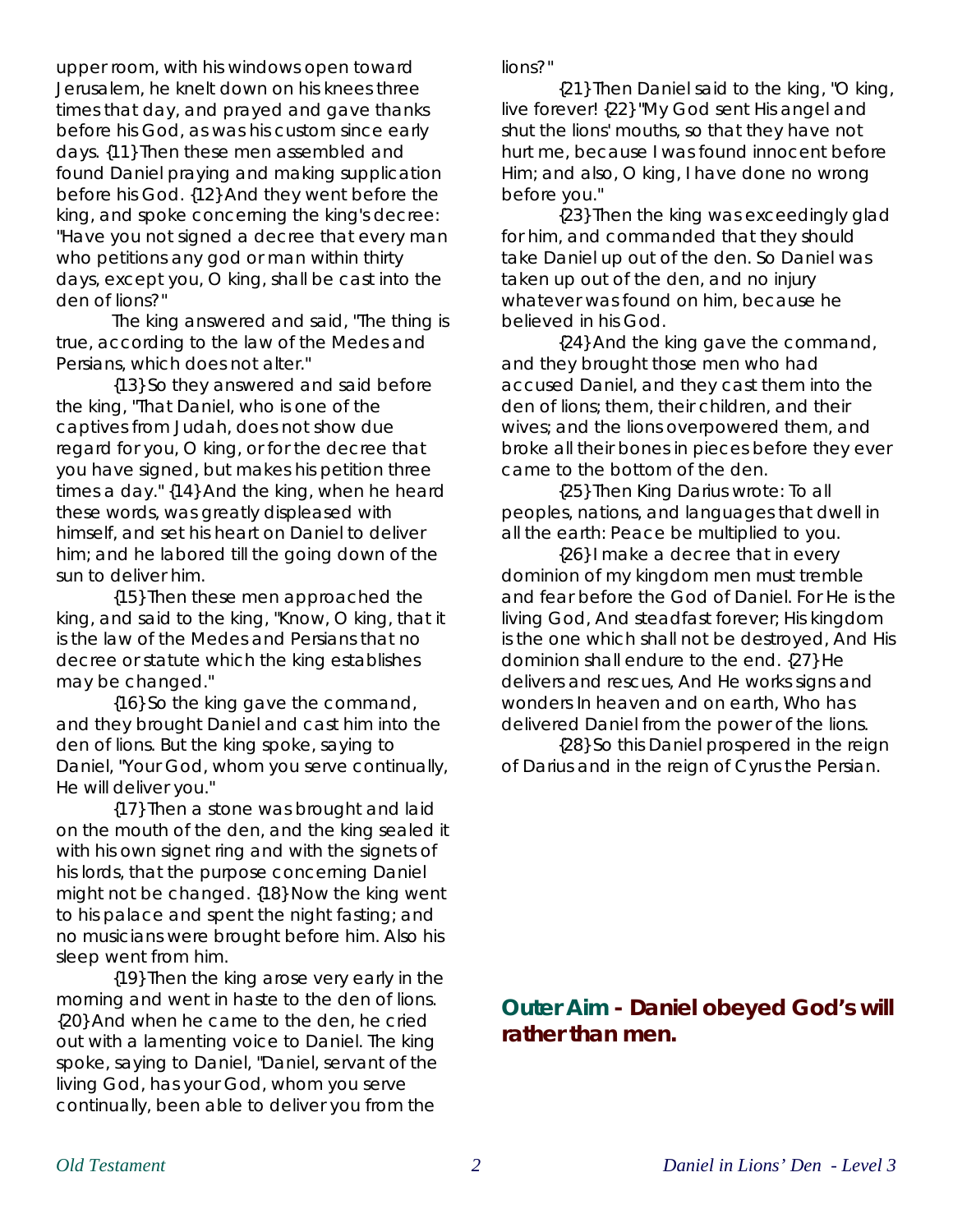upper room, with his windows open toward Jerusalem, he knelt down on his knees three times that day, and prayed and gave thanks before his God, as was his custom since early days. {11} Then these men assembled and found Daniel praying and making supplication before his God. {12} And they went before the king, and spoke concerning the king's decree: "Have you not signed a decree that every man who petitions any god or man within thirty days, except you, O king, shall be cast into the den of lions?"

The king answered and said, "The thing is true, according to the law of the Medes and Persians, which does not alter."

{13} So they answered and said before the king, "That Daniel, who is one of the captives from Judah, does not show due regard for you, O king, or for the decree that you have signed, but makes his petition three times a day." {14} And the king, when he heard these words, was greatly displeased with himself, and set his heart on Daniel to deliver him; and he labored till the going down of the sun to deliver him.

{15} Then these men approached the king, and said to the king, "Know, O king, that it is the law of the Medes and Persians that no decree or statute which the king establishes may be changed."

{16} So the king gave the command, and they brought Daniel and cast him into the den of lions. But the king spoke, saying to Daniel, "Your God, whom you serve continually, He will deliver you."

{17} Then a stone was brought and laid on the mouth of the den, and the king sealed it with his own signet ring and with the signets of his lords, that the purpose concerning Daniel might not be changed. {18} Now the king went to his palace and spent the night fasting; and no musicians were brought before him. Also his sleep went from him.

{19} Then the king arose very early in the morning and went in haste to the den of lions. {20} And when he came to the den, he cried out with a lamenting voice to Daniel. The king spoke, saying to Daniel, "Daniel, servant of the living God, has your God, whom you serve continually, been able to deliver you from the lions?"

{21} Then Daniel said to the king, "O king, live forever! {22} "My God sent His angel and shut the lions' mouths, so that they have not hurt me, because I was found innocent before Him; and also, O king, I have done no wrong before you."

{23} Then the king was exceedingly glad for him, and commanded that they should take Daniel up out of the den. So Daniel was taken up out of the den, and no injury whatever was found on him, because he believed in his God.

{24} And the king gave the command, and they brought those men who had accused Daniel, and they cast them into the den of lions; them, their children, and their wives; and the lions overpowered them, and broke all their bones in pieces before they ever came to the bottom of the den.

{25} Then King Darius wrote: To all peoples, nations, and languages that dwell in all the earth: Peace be multiplied to you.

{26} I make a decree that in every dominion of my kingdom men must tremble and fear before the God of Daniel. For He is the living God, And steadfast forever; His kingdom is the one which shall not be destroyed, And His dominion shall endure to the end. {27} He delivers and rescues, And He works signs and wonders In heaven and on earth, Who has delivered Daniel from the power of the lions.

{28} So this Daniel prospered in the reign of Darius and in the reign of Cyrus the Persian.

## Outer Aim - Daniel obeyed God's will rather than men.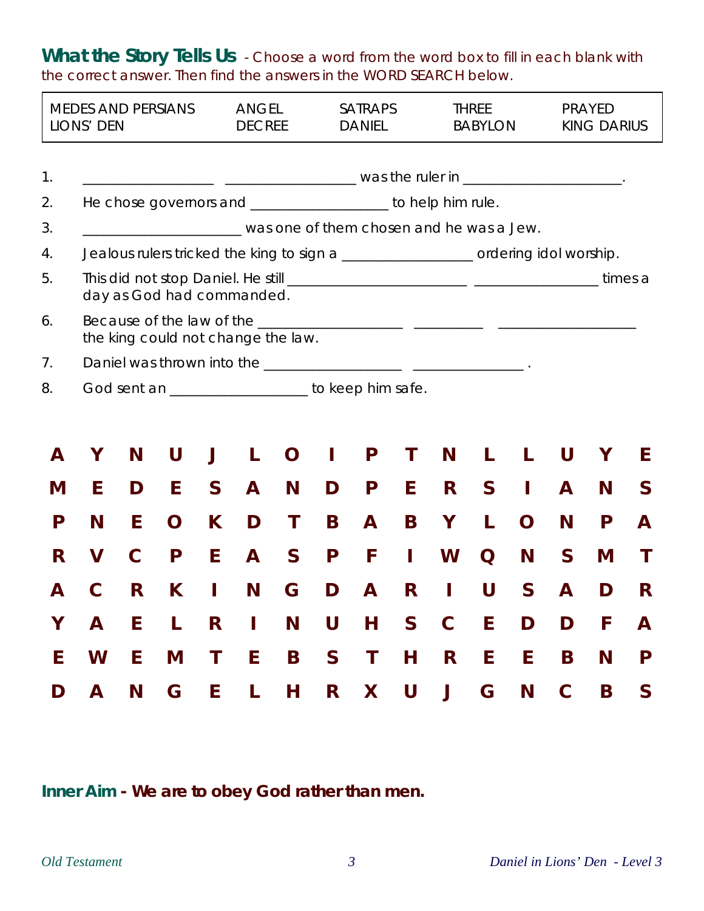## What the Story Tells Us - Choose a word from the word box to fill in each blank with the correct answer. Then find the answers in the WORD SEARCH below.

| MEDES AND PERSIANS | ANGEL | SATRAPS | THREE | PRAYED |
|---|---|---|---|---|
| LIONS' DEN | DECREE | DANIEL | BABYLON | KING DARIUS |

1. __________________ __________________ was the ruler in ______________________.
2. He chose governors and ___________________ to help him rule.
3. ______________________ was one of them chosen and he was a Jew.
4. Jealous rulers tricked the king to sign a __________________ ordering idol worship.
5. This did not stop Daniel. He still _________________________ _________________ times a day as God had commanded.
6. Because of the law of the ____________________ _________ ___________________ the king could not change the law.
7. Daniel was thrown into the ___________________ _______________ .
8. God sent an ___________________ to keep him safe.

| | | | | | | | | | | | | | | | |
|---|---|---|---|---|---|---|---|---|---|---|---|---|---|---|---|
| A | Y | N | U | J | L | O | I | P | T | N | L | L | U | Y | E |
| M | E | D | E | S | A | N | D | P | E | R | S | I | A | N | S |
| P | N | E | O | K | D | T | B | A | B | Y | L | O | N | P | A |
| R | V | C | P | E | A | S | P | F | I | W | Q | N | S | M | T |
| A | C | R | K | I | N | G | D | A | R | I | U | S | A | D | R |
| Y | A | E | L | R | I | N | U | H | S | C | E | D | D | F | A |
| E | W | E | M | T | E | B | S | T | H | R | E | E | B | N | P |
| D | A | N | G | E | L | H | R | X | U | J | G | N | C | B | S |

**Inner Aim - We are to obey God rather than men.**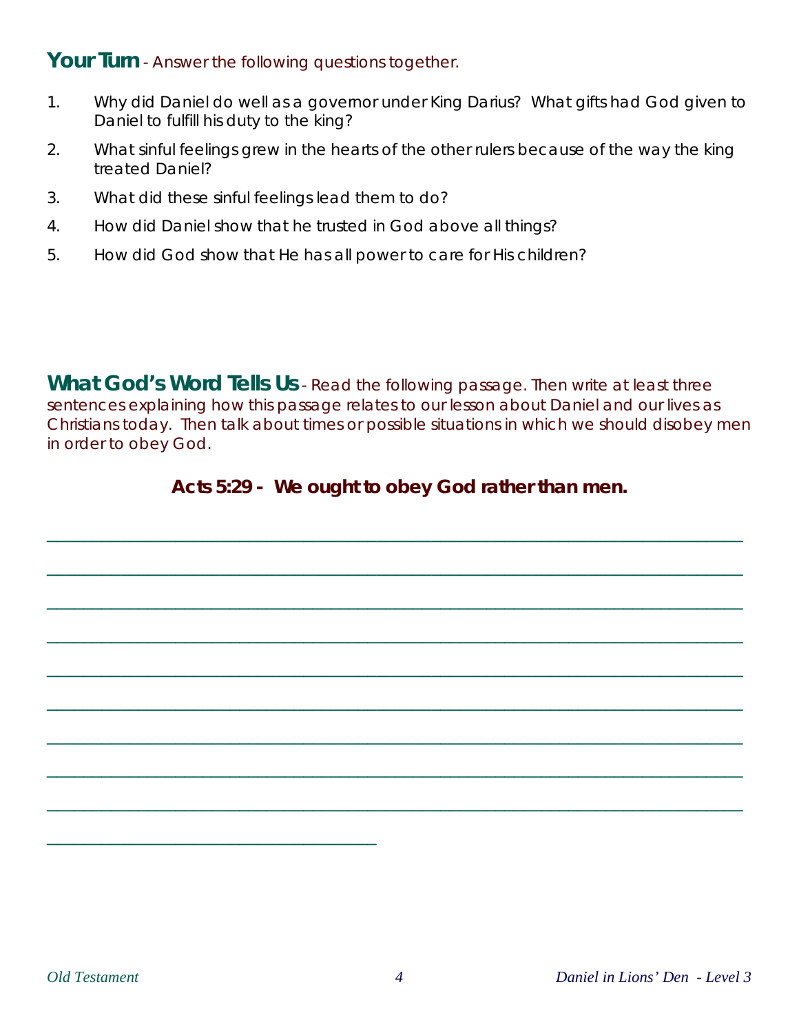## Your Turn - Answer the following questions together.

1. Why did Daniel do well as a governor under King Darius? What gifts had God given to Daniel to fulfill his duty to the king?
2. What sinful feelings grew in the hearts of the other rulers because of the way the king treated Daniel?
3. What did these sinful feelings lead them to do?
4. How did Daniel show that he trusted in God above all things?
5. How did God show that He has all power to care for His children?

## What God's Word Tells Us - Read the following passage. Then write at least three sentences explaining how this passage relates to our lesson about Daniel and our lives as Christians today. Then talk about times or possible situations in which we should disobey men in order to obey God.

**Acts 5:29 - We ought to obey God rather than men.**

______________________________________________________________________________

______________________________________________________________________________

______________________________________________________________________________

______________________________________________________________________________

______________________________________________________________________________

______________________________________________________________________________

______________________________________________________________________________

______________________________________________________________________________

______________________________________________________________________________

__________________________________________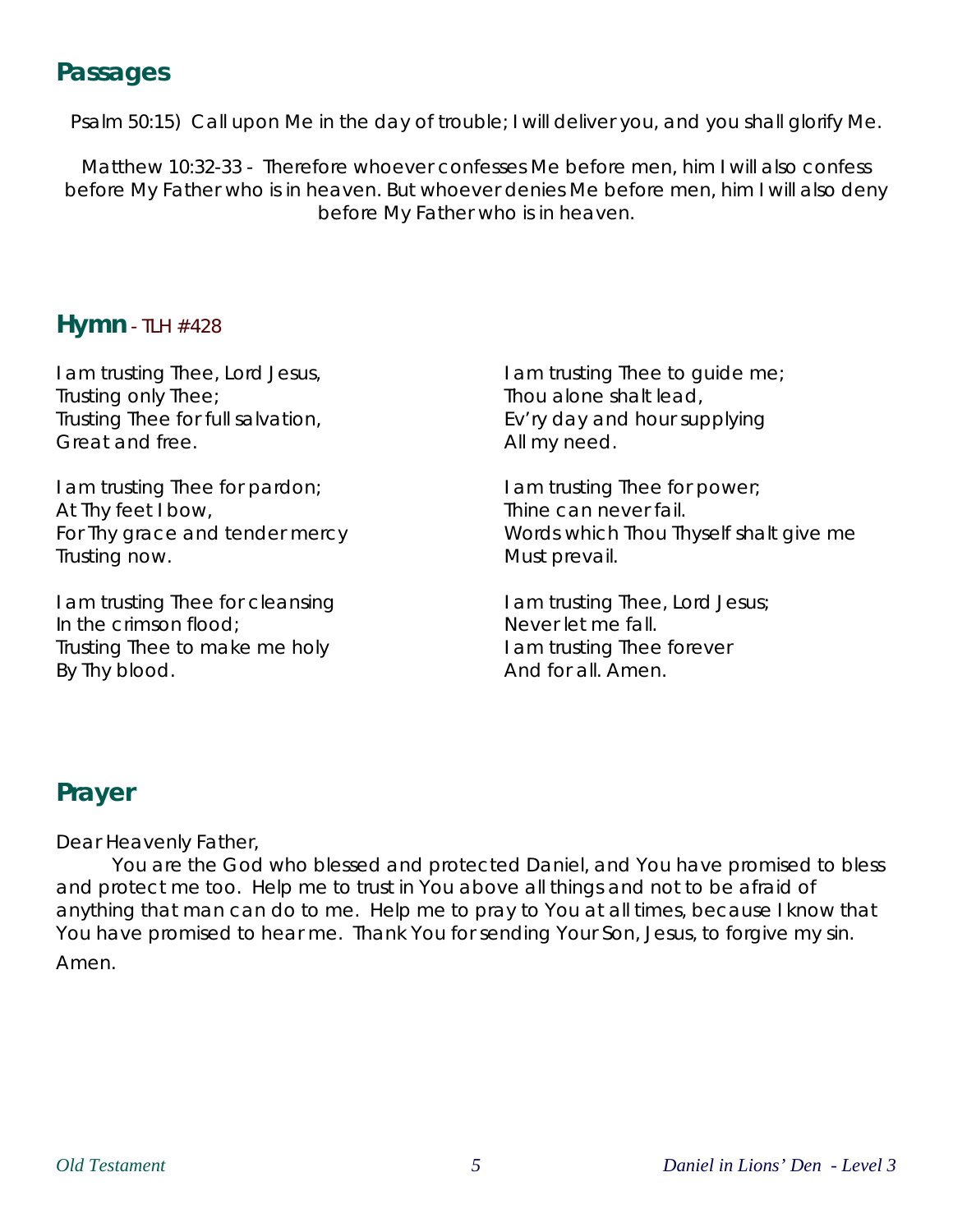## Passages

Psalm 50:15) Call upon Me in the day of trouble; I will deliver you, and you shall glorify Me.

Matthew 10:32-33 - Therefore whoever confesses Me before men, him I will also confess before My Father who is in heaven. But whoever denies Me before men, him I will also deny before My Father who is in heaven.

## Hymn - TLH #428

I am trusting Thee, Lord Jesus,  
Trusting only Thee;  
Trusting Thee for full salvation,  
Great and free.

I am trusting Thee for pardon;  
At Thy feet I bow,  
For Thy grace and tender mercy  
Trusting now.

I am trusting Thee for cleansing  
In the crimson flood;  
Trusting Thee to make me holy  
By Thy blood.

I am trusting Thee to guide me;  
Thou alone shalt lead,  
Ev'ry day and hour supplying  
All my need.

I am trusting Thee for power;  
Thine can never fail.  
Words which Thou Thyself shalt give me  
Must prevail.

I am trusting Thee, Lord Jesus;  
Never let me fall.  
I am trusting Thee forever  
And for all. Amen.

## Prayer

Dear Heavenly Father,

You are the God who blessed and protected Daniel, and You have promised to bless and protect me too. Help me to trust in You above all things and not to be afraid of anything that man can do to me. Help me to pray to You at all times, because I know that You have promised to hear me. Thank You for sending Your Son, Jesus, to forgive my sin.

Amen.